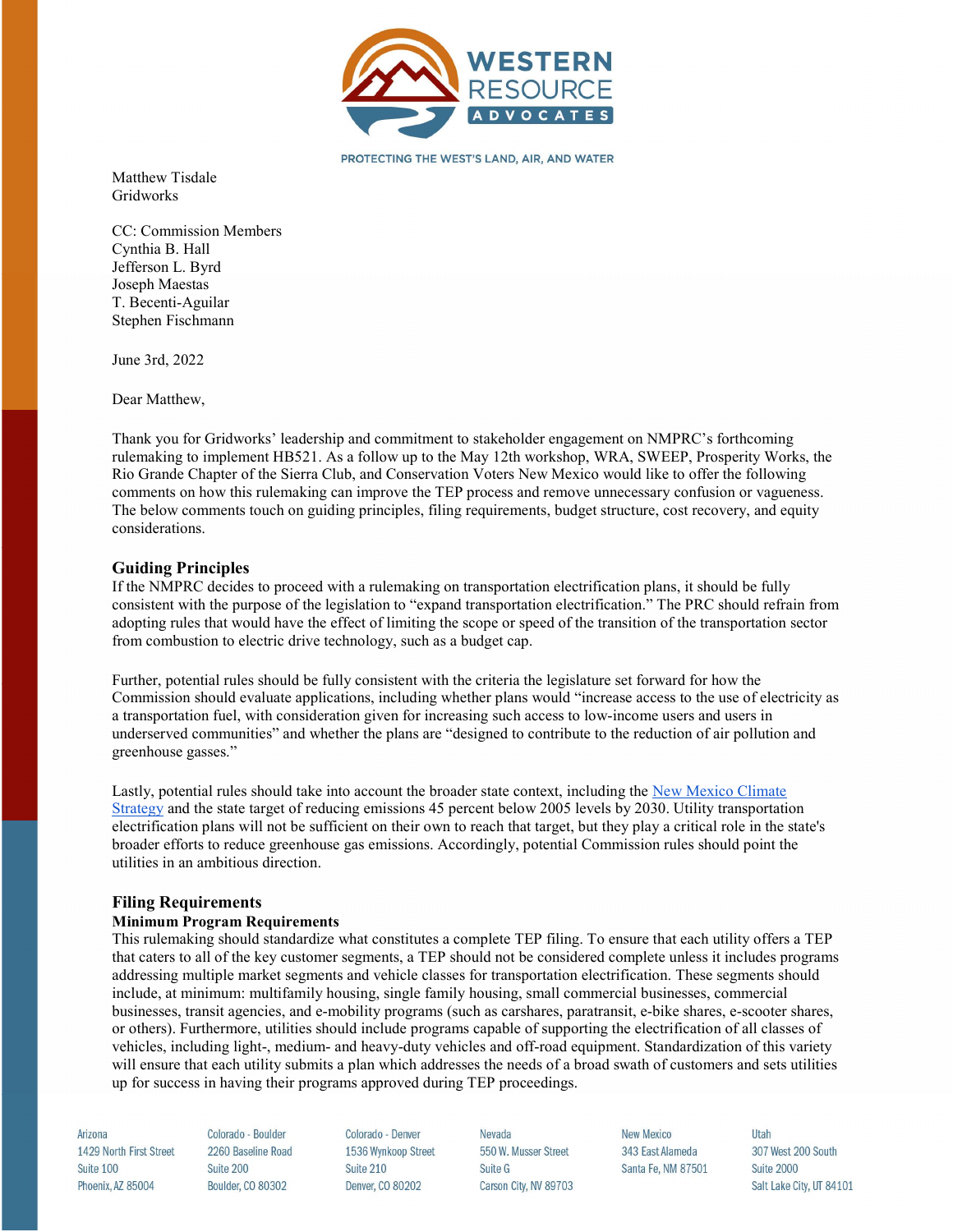PROTECTING THE WEST'S LAND, AIR, AND WATER

Matthew Tisdale
Gridworks

CC: Commission Members
Cynthia B. Hall
Jefferson L. Byrd
Joseph Maestas
T. Becenti-Aguilar
Stephen Fischmann

June 3rd, 2022

Dear Matthew,

Thank you for Gridworks' leadership and commitment to stakeholder engagement on NMPRC's forthcoming rulemaking to implement HB521. As a follow up to the May 12th workshop, WRA, SWEEP, Prosperity Works, the Rio Grande Chapter of the Sierra Club, and Conservation Voters New Mexico would like to offer the following comments on how this rulemaking can improve the TEP process and remove unnecessary confusion or vagueness. The below comments touch on guiding principles, filing requirements, budget structure, cost recovery, and equity considerations.

## Guiding Principles

If the NMPRC decides to proceed with a rulemaking on transportation electrification plans, it should be fully consistent with the purpose of the legislation to "expand transportation electrification." The PRC should refrain from adopting rules that would have the effect of limiting the scope or speed of the transition of the transportation sector from combustion to electric drive technology, such as a budget cap.

Further, potential rules should be fully consistent with the criteria the legislature set forward for how the Commission should evaluate applications, including whether plans would "increase access to the use of electricity as a transportation fuel, with consideration given for increasing such access to low-income users and users in underserved communities" and whether the plans are "designed to contribute to the reduction of air pollution and greenhouse gasses."

Lastly, potential rules should take into account the broader state context, including the New Mexico Climate Strategy and the state target of reducing emissions 45 percent below 2005 levels by 2030. Utility transportation electrification plans will not be sufficient on their own to reach that target, but they play a critical role in the state's broader efforts to reduce greenhouse gas emissions. Accordingly, potential Commission rules should point the utilities in an ambitious direction.

## Filing Requirements

### Minimum Program Requirements

This rulemaking should standardize what constitutes a complete TEP filing. To ensure that each utility offers a TEP that caters to all of the key customer segments, a TEP should not be considered complete unless it includes programs addressing multiple market segments and vehicle classes for transportation electrification. These segments should include, at minimum: multifamily housing, single family housing, small commercial businesses, commercial businesses, transit agencies, and e-mobility programs (such as carshares, paratransit, e-bike shares, e-scooter shares, or others). Furthermore, utilities should include programs capable of supporting the electrification of all classes of vehicles, including light-, medium- and heavy-duty vehicles and off-road equipment. Standardization of this variety will ensure that each utility submits a plan which addresses the needs of a broad swath of customers and sets utilities up for success in having their programs approved during TEP proceedings.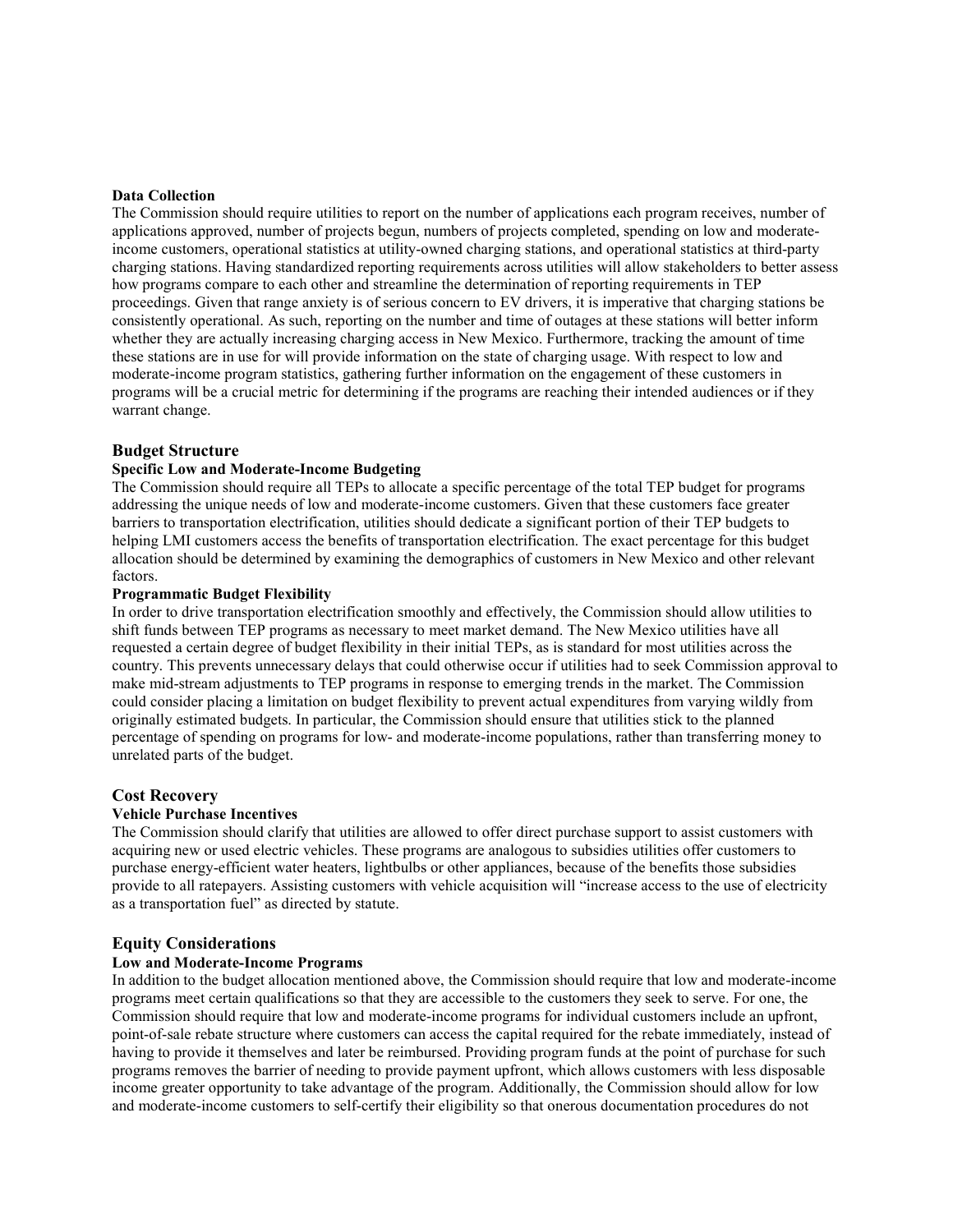**Data Collection**

The Commission should require utilities to report on the number of applications each program receives, number of applications approved, number of projects begun, numbers of projects completed, spending on low and moderate-income customers, operational statistics at utility-owned charging stations, and operational statistics at third-party charging stations. Having standardized reporting requirements across utilities will allow stakeholders to better assess how programs compare to each other and streamline the determination of reporting requirements in TEP proceedings. Given that range anxiety is of serious concern to EV drivers, it is imperative that charging stations be consistently operational. As such, reporting on the number and time of outages at these stations will better inform whether they are actually increasing charging access in New Mexico. Furthermore, tracking the amount of time these stations are in use for will provide information on the state of charging usage. With respect to low and moderate-income program statistics, gathering further information on the engagement of these customers in programs will be a crucial metric for determining if the programs are reaching their intended audiences or if they warrant change.

## Budget Structure

**Specific Low and Moderate-Income Budgeting**

The Commission should require all TEPs to allocate a specific percentage of the total TEP budget for programs addressing the unique needs of low and moderate-income customers. Given that these customers face greater barriers to transportation electrification, utilities should dedicate a significant portion of their TEP budgets to helping LMI customers access the benefits of transportation electrification. The exact percentage for this budget allocation should be determined by examining the demographics of customers in New Mexico and other relevant factors.

**Programmatic Budget Flexibility**

In order to drive transportation electrification smoothly and effectively, the Commission should allow utilities to shift funds between TEP programs as necessary to meet market demand. The New Mexico utilities have all requested a certain degree of budget flexibility in their initial TEPs, as is standard for most utilities across the country. This prevents unnecessary delays that could otherwise occur if utilities had to seek Commission approval to make mid-stream adjustments to TEP programs in response to emerging trends in the market. The Commission could consider placing a limitation on budget flexibility to prevent actual expenditures from varying wildly from originally estimated budgets. In particular, the Commission should ensure that utilities stick to the planned percentage of spending on programs for low- and moderate-income populations, rather than transferring money to unrelated parts of the budget.

## Cost Recovery

**Vehicle Purchase Incentives**

The Commission should clarify that utilities are allowed to offer direct purchase support to assist customers with acquiring new or used electric vehicles. These programs are analogous to subsidies utilities offer customers to purchase energy-efficient water heaters, lightbulbs or other appliances, because of the benefits those subsidies provide to all ratepayers. Assisting customers with vehicle acquisition will "increase access to the use of electricity as a transportation fuel" as directed by statute.

## Equity Considerations

**Low and Moderate-Income Programs**

In addition to the budget allocation mentioned above, the Commission should require that low and moderate-income programs meet certain qualifications so that they are accessible to the customers they seek to serve. For one, the Commission should require that low and moderate-income programs for individual customers include an upfront, point-of-sale rebate structure where customers can access the capital required for the rebate immediately, instead of having to provide it themselves and later be reimbursed. Providing program funds at the point of purchase for such programs removes the barrier of needing to provide payment upfront, which allows customers with less disposable income greater opportunity to take advantage of the program. Additionally, the Commission should allow for low and moderate-income customers to self-certify their eligibility so that onerous documentation procedures do not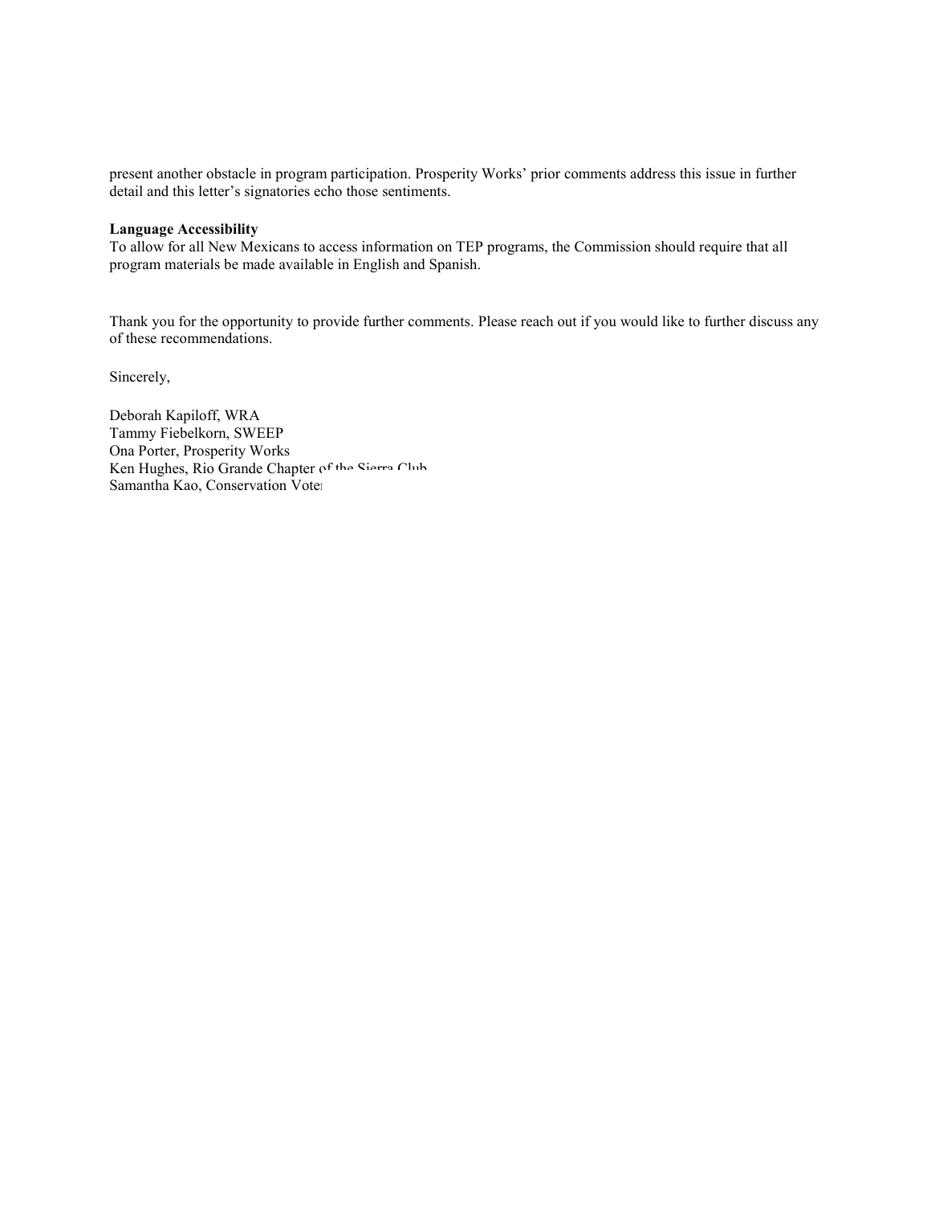present another obstacle in program participation. Prosperity Works' prior comments address this issue in further detail and this letter's signatories echo those sentiments.

**Language Accessibility**

To allow for all New Mexicans to access information on TEP programs, the Commission should require that all program materials be made available in English and Spanish.

Thank you for the opportunity to provide further comments. Please reach out if you would like to further discuss any of these recommendations.

Sincerely,

Deborah Kapiloff, WRA
Tammy Fiebelkorn, SWEEP
Ona Porter, Prosperity Works
Ken Hughes, Rio Grande Chapter of the Sierra Club
Samantha Kao, Conservation Voter